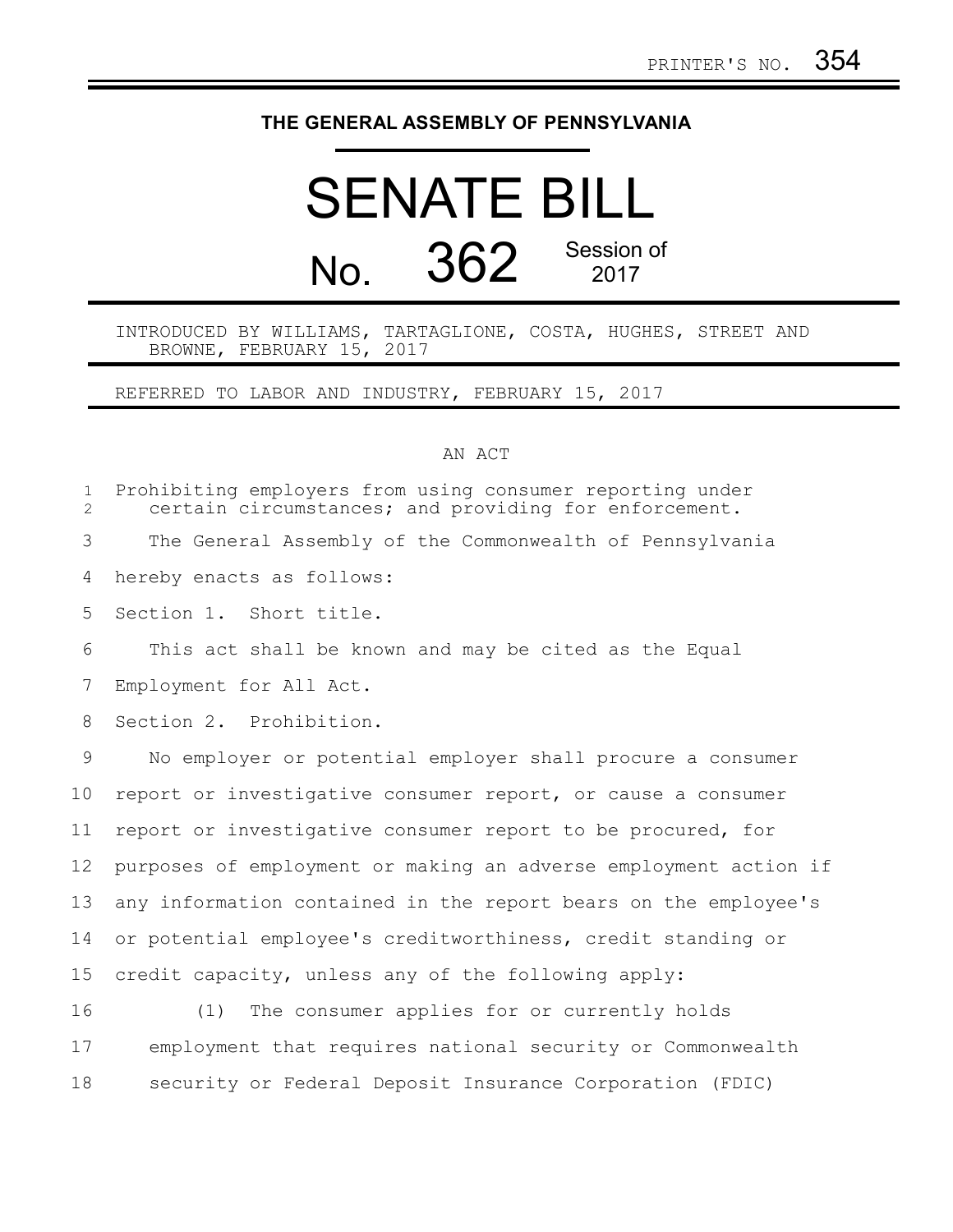PRINTER'S NO. 354

# THE GENERAL ASSEMBLY OF PENNSYLVANIA

# SENATE BILL

## No. 362 Session of 2017

INTRODUCED BY WILLIAMS, TARTAGLIONE, COSTA, HUGHES, STREET AND BROWNE, FEBRUARY 15, 2017

REFERRED TO LABOR AND INDUSTRY, FEBRUARY 15, 2017

AN ACT

Prohibiting employers from using consumer reporting under certain circumstances; and providing for enforcement.

The General Assembly of the Commonwealth of Pennsylvania hereby enacts as follows:

Section 1. Short title.

This act shall be known and may be cited as the Equal Employment for All Act.

Section 2. Prohibition.

No employer or potential employer shall procure a consumer report or investigative consumer report, or cause a consumer report or investigative consumer report to be procured, for purposes of employment or making an adverse employment action if any information contained in the report bears on the employee's or potential employee's creditworthiness, credit standing or credit capacity, unless any of the following apply:

(1) The consumer applies for or currently holds employment that requires national security or Commonwealth security or Federal Deposit Insurance Corporation (FDIC)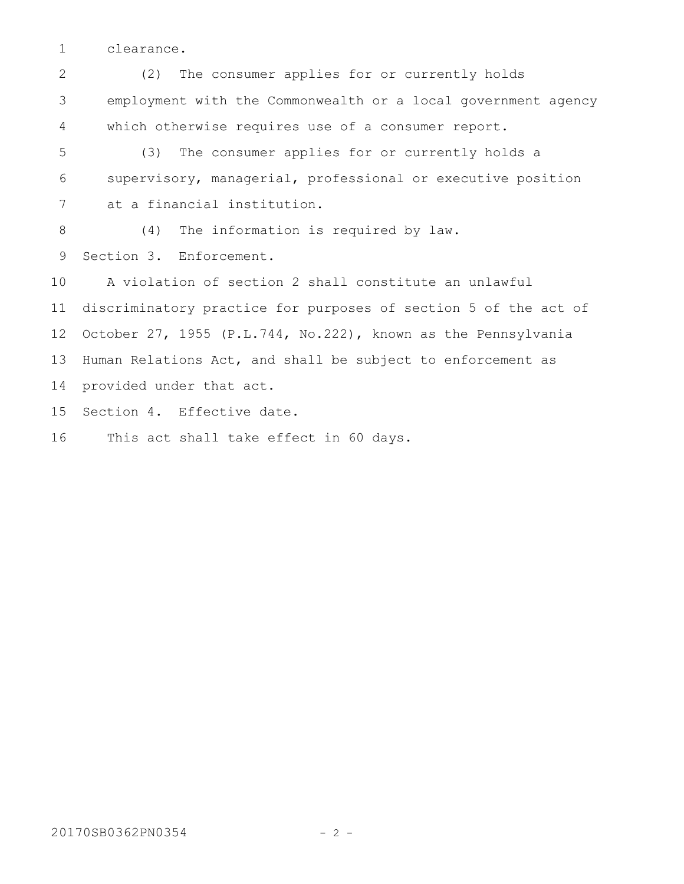clearance.

(2) The consumer applies for or currently holds employment with the Commonwealth or a local government agency which otherwise requires use of a consumer report.

(3) The consumer applies for or currently holds a supervisory, managerial, professional or executive position at a financial institution.

(4) The information is required by law.

Section 3. Enforcement.

A violation of section 2 shall constitute an unlawful discriminatory practice for purposes of section 5 of the act of October 27, 1955 (P.L.744, No.222), known as the Pennsylvania Human Relations Act, and shall be subject to enforcement as provided under that act.

Section 4. Effective date.

This act shall take effect in 60 days.